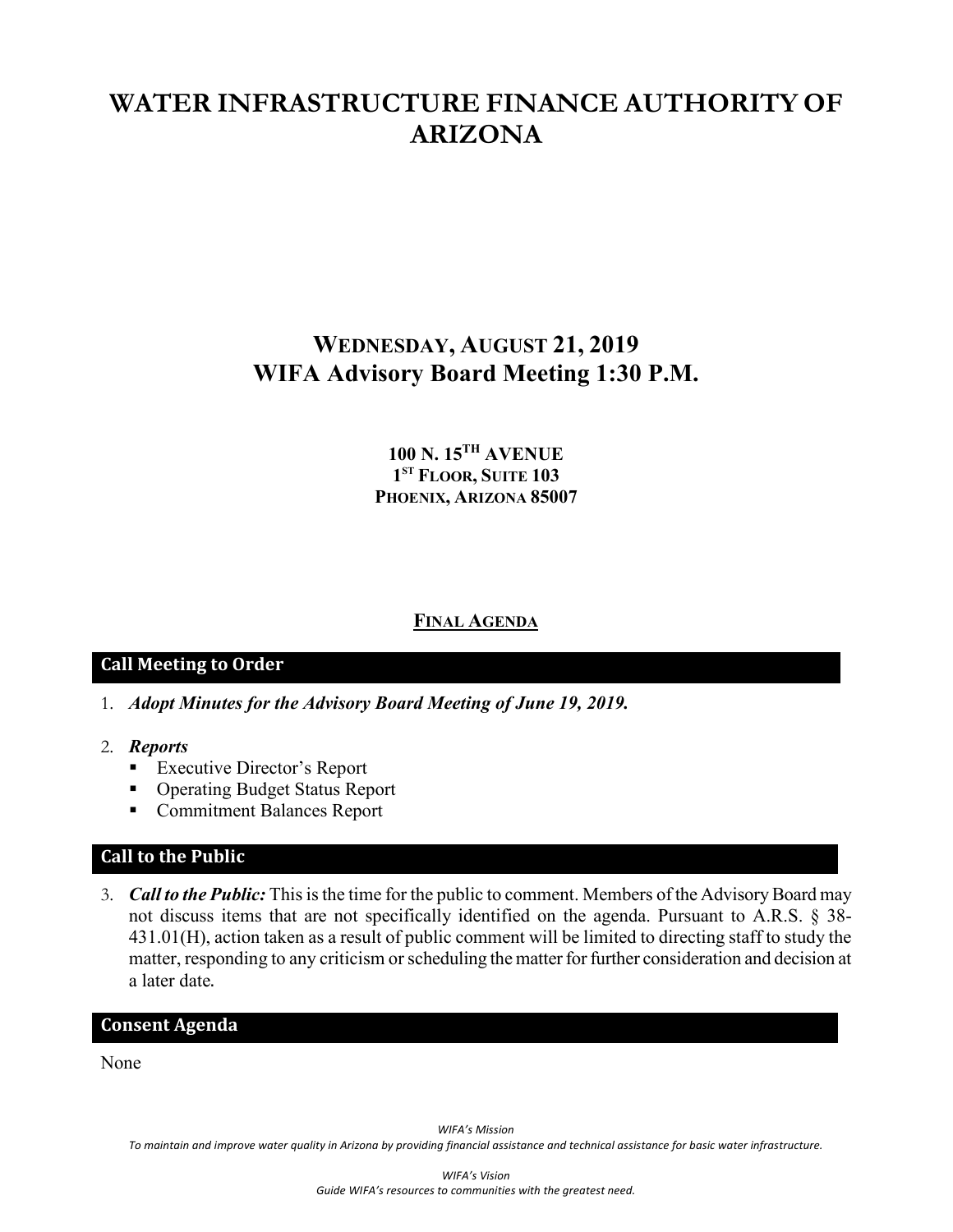# WATER INFRASTRUCTURE FINANCE AUTHORITY OF ARIZONA

## WEDNESDAY, AUGUST 21, 2019
## WIFA Advisory Board Meeting 1:30 P.M.

**100 N. 15TH AVENUE**
**1ST FLOOR, SUITE 103**
**PHOENIX, ARIZONA 85007**

**FINAL AGENDA**

### Call Meeting to Order

1. ***Adopt Minutes for the Advisory Board Meeting of June 19, 2019.***

2. ***Reports***
   - Executive Director's Report
   - Operating Budget Status Report
   - Commitment Balances Report

### Call to the Public

3. ***Call to the Public:*** This is the time for the public to comment. Members of the Advisory Board may not discuss items that are not specifically identified on the agenda. Pursuant to A.R.S. § 38-431.01(H), action taken as a result of public comment will be limited to directing staff to study the matter, responding to any criticism or scheduling the matter for further consideration and decision at a later date.

### Consent Agenda

None

*WIFA's Mission*
*To maintain and improve water quality in Arizona by providing financial assistance and technical assistance for basic water infrastructure.*

*WIFA's Vision*
*Guide WIFA's resources to communities with the greatest need.*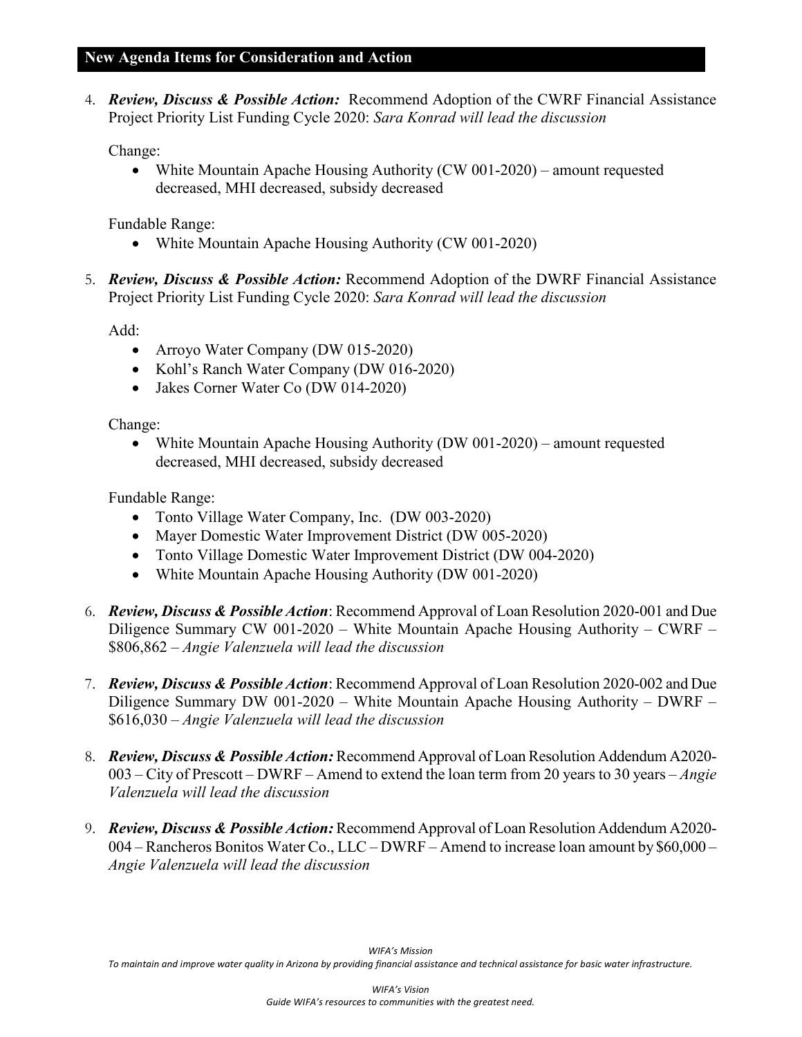## New Agenda Items for Consideration and Action

4. ***Review, Discuss & Possible Action:*** Recommend Adoption of the CWRF Financial Assistance Project Priority List Funding Cycle 2020: *Sara Konrad will lead the discussion*

   Change:

   - White Mountain Apache Housing Authority (CW 001-2020) – amount requested decreased, MHI decreased, subsidy decreased

   Fundable Range:

   - White Mountain Apache Housing Authority (CW 001-2020)

5. ***Review, Discuss & Possible Action:*** Recommend Adoption of the DWRF Financial Assistance Project Priority List Funding Cycle 2020: *Sara Konrad will lead the discussion*

   Add:

   - Arroyo Water Company (DW 015-2020)
   - Kohl's Ranch Water Company (DW 016-2020)
   - Jakes Corner Water Co (DW 014-2020)

   Change:

   - White Mountain Apache Housing Authority (DW 001-2020) – amount requested decreased, MHI decreased, subsidy decreased

   Fundable Range:

   - Tonto Village Water Company, Inc. (DW 003-2020)
   - Mayer Domestic Water Improvement District (DW 005-2020)
   - Tonto Village Domestic Water Improvement District (DW 004-2020)
   - White Mountain Apache Housing Authority (DW 001-2020)

6. ***Review, Discuss & Possible Action***: Recommend Approval of Loan Resolution 2020-001 and Due Diligence Summary CW 001-2020 – White Mountain Apache Housing Authority – CWRF – \$806,862 – *Angie Valenzuela will lead the discussion*

7. ***Review, Discuss & Possible Action***: Recommend Approval of Loan Resolution 2020-002 and Due Diligence Summary DW 001-2020 – White Mountain Apache Housing Authority – DWRF – \$616,030 – *Angie Valenzuela will lead the discussion*

8. ***Review, Discuss & Possible Action:*** Recommend Approval of Loan Resolution Addendum A2020-003 – City of Prescott – DWRF – Amend to extend the loan term from 20 years to 30 years – *Angie Valenzuela will lead the discussion*

9. ***Review, Discuss & Possible Action:*** Recommend Approval of Loan Resolution Addendum A2020-004 – Rancheros Bonitos Water Co., LLC – DWRF – Amend to increase loan amount by \$60,000 – *Angie Valenzuela will lead the discussion*

*WIFA's Mission*
*To maintain and improve water quality in Arizona by providing financial assistance and technical assistance for basic water infrastructure.*

*WIFA's Vision*
*Guide WIFA's resources to communities with the greatest need.*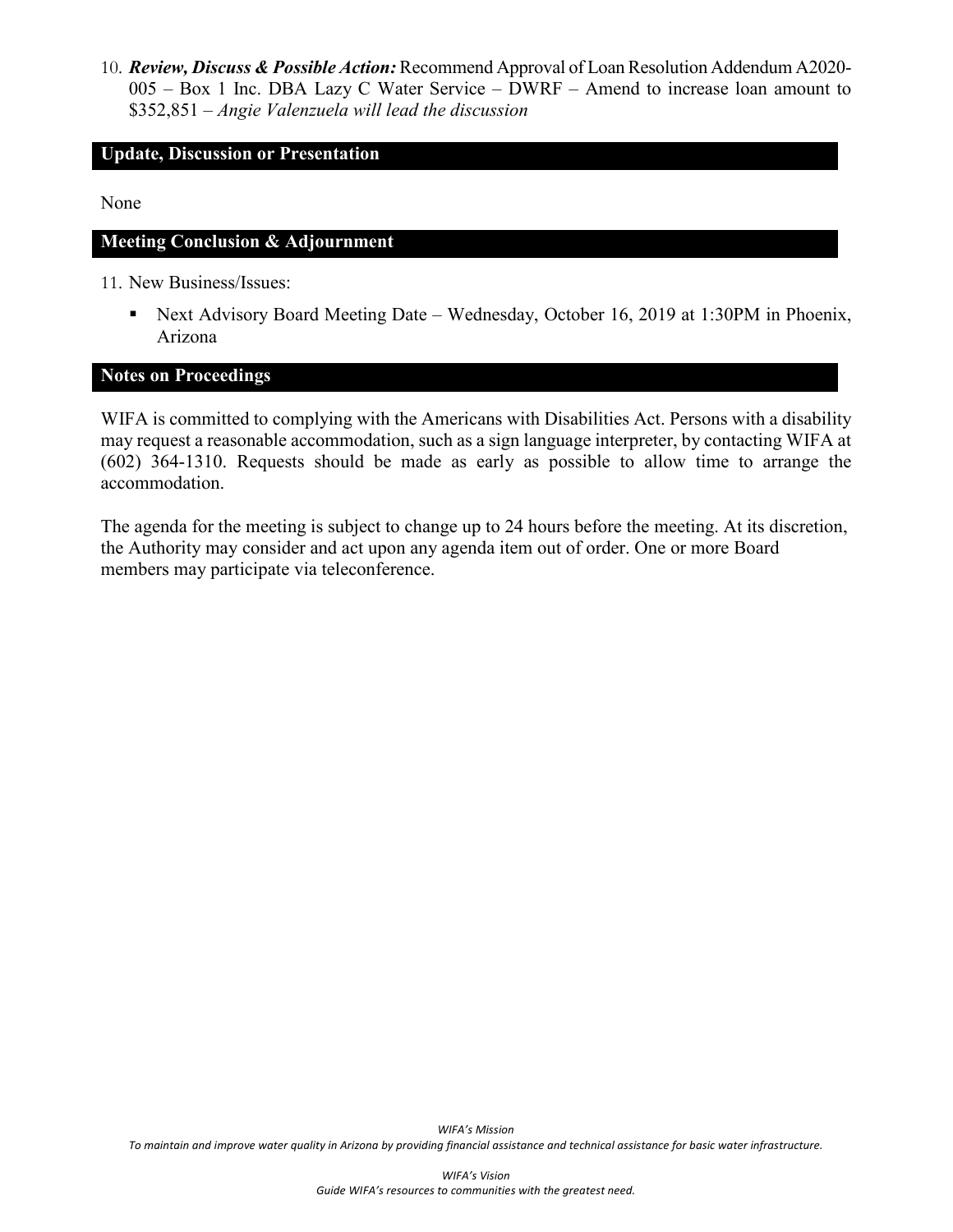10. ***Review, Discuss & Possible Action:*** Recommend Approval of Loan Resolution Addendum A2020-005 – Box 1 Inc. DBA Lazy C Water Service – DWRF – Amend to increase loan amount to $352,851 – *Angie Valenzuela will lead the discussion*

## Update, Discussion or Presentation

None

## Meeting Conclusion & Adjournment

11. New Business/Issues:

    - Next Advisory Board Meeting Date – Wednesday, October 16, 2019 at 1:30PM in Phoenix, Arizona

## Notes on Proceedings

WIFA is committed to complying with the Americans with Disabilities Act. Persons with a disability may request a reasonable accommodation, such as a sign language interpreter, by contacting WIFA at (602) 364-1310. Requests should be made as early as possible to allow time to arrange the accommodation.

The agenda for the meeting is subject to change up to 24 hours before the meeting. At its discretion, the Authority may consider and act upon any agenda item out of order. One or more Board members may participate via teleconference.

*WIFA's Mission*

*To maintain and improve water quality in Arizona by providing financial assistance and technical assistance for basic water infrastructure.*

*WIFA's Vision*

*Guide WIFA's resources to communities with the greatest need.*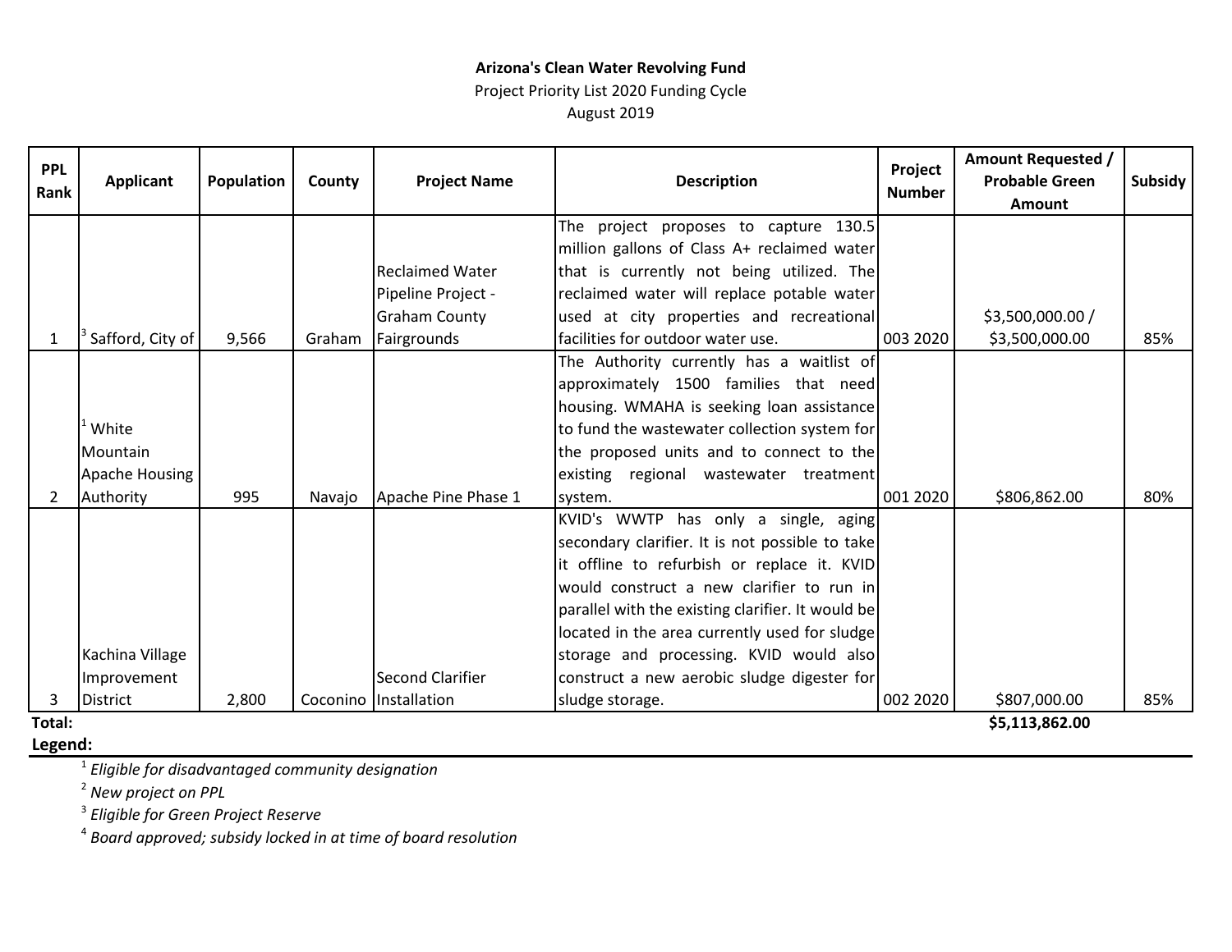**Arizona's Clean Water Revolving Fund**

Project Priority List 2020 Funding Cycle

August 2019

| PPL Rank | Applicant | Population | County | Project Name | Description | Project Number | Amount Requested / Probable Green Amount | Subsidy |
|---|---|---|---|---|---|---|---|---|
| 1 | [3] Safford, City of | 9,566 | Graham | Reclaimed Water Pipeline Project - Graham County Fairgrounds | The project proposes to capture 130.5 million gallons of Class A+ reclaimed water that is currently not being utilized. The reclaimed water will replace potable water used at city properties and recreational facilities for outdoor water use. | 003 2020 | $3,500,000.00 / $3,500,000.00 | 85% |
| 2 | [1] White Mountain Apache Housing Authority | 995 | Navajo | Apache Pine Phase 1 | The Authority currently has a waitlist of approximately 1500 families that need housing. WMAHA is seeking loan assistance to fund the wastewater collection system for the proposed units and to connect to the existing regional wastewater treatment system. | 001 2020 | $806,862.00 | 80% |
| 3 | Kachina Village Improvement District | 2,800 | Coconino | Second Clarifier Installation | KVID's WWTP has only a single, aging secondary clarifier. It is not possible to take it offline to refurbish or replace it. KVID would construct a new clarifier to run in parallel with the existing clarifier. It would be located in the area currently used for sludge storage and processing. KVID would also construct a new aerobic sludge digester for sludge storage. | 002 2020 | $807,000.00 | 85% |
| **Total:** | | | | | | | **$5,113,862.00** | |

**Legend:**

[1] *Eligible for disadvantaged community designation*

[2] *New project on PPL*

[3] *Eligible for Green Project Reserve*

[4] *Board approved; subsidy locked in at time of board resolution*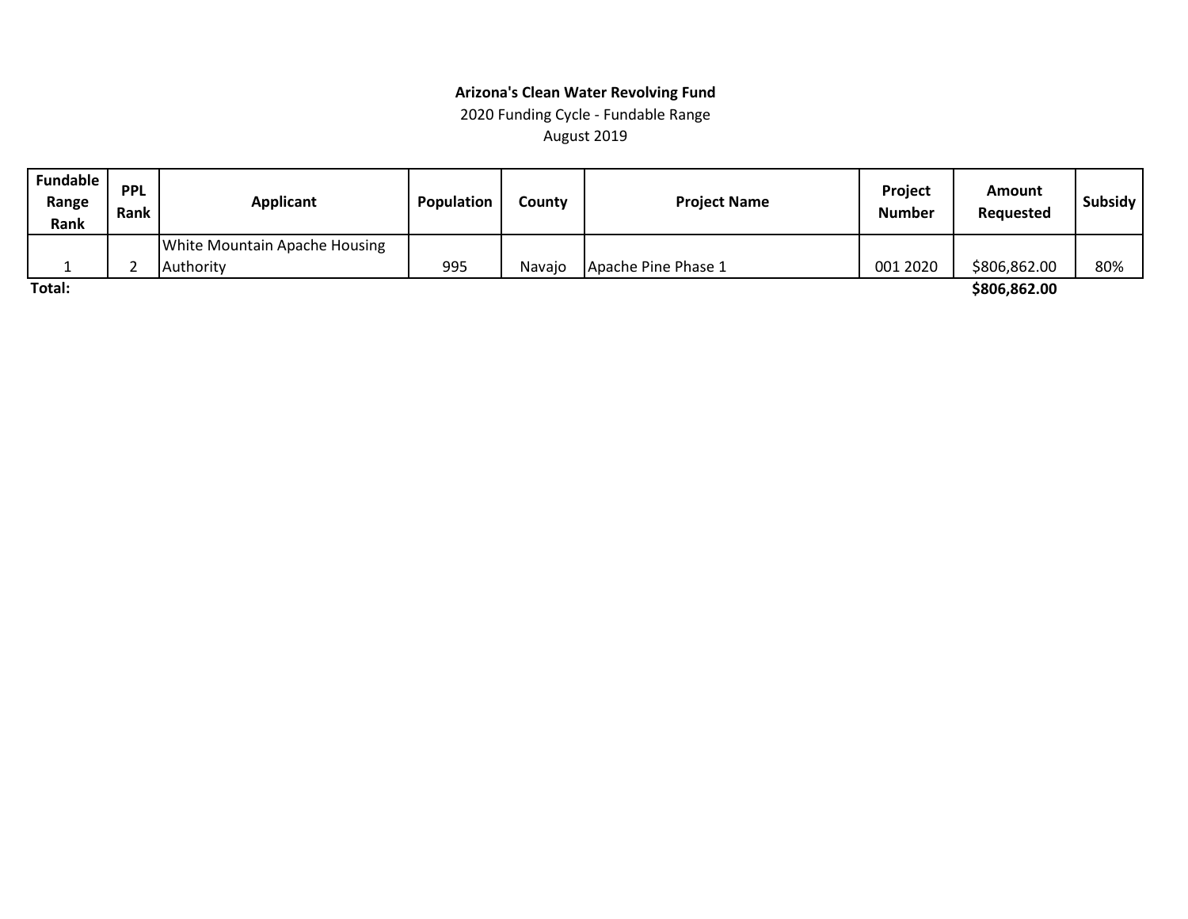**Arizona's Clean Water Revolving Fund**

2020 Funding Cycle - Fundable Range

August 2019

| Fundable Range Rank | PPL Rank | Applicant | Population | County | Project Name | Project Number | Amount Requested | Subsidy |
|---|---|---|---|---|---|---|---|---|
| 1 | 2 | White Mountain Apache Housing Authority | 995 | Navajo | Apache Pine Phase 1 | 001 2020 | $806,862.00 | 80% |
| **Total:** | | | | | | | **$806,862.00** | |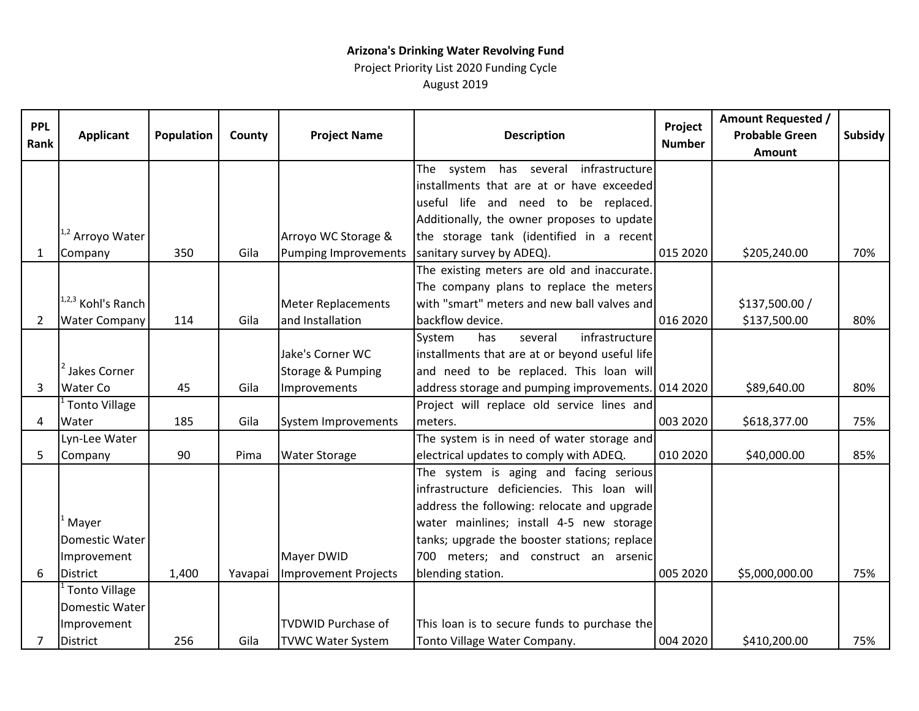**Arizona's Drinking Water Revolving Fund**

Project Priority List 2020 Funding Cycle

August 2019

| PPL Rank | Applicant | Population | County | Project Name | Description | Project Number | Amount Requested / Probable Green Amount | Subsidy |
|---|---|---|---|---|---|---|---|---|
| 1 | [1,2] Arroyo Water Company | 350 | Gila | Arroyo WC Storage & Pumping Improvements | The system has several infrastructure installments that are at or have exceeded useful life and need to be replaced. Additionally, the owner proposes to update the storage tank (identified in a recent sanitary survey by ADEQ). | 015 2020 | $205,240.00 | 70% |
| 2 | [1,2,3] Kohl's Ranch Water Company | 114 | Gila | Meter Replacements and Installation | The existing meters are old and inaccurate. The company plans to replace the meters with "smart" meters and new ball valves and backflow device. | 016 2020 | $137,500.00 / $137,500.00 | 80% |
| 3 | [2] Jakes Corner Water Co | 45 | Gila | Jake's Corner WC Storage & Pumping Improvements | System has several infrastructure installments that are at or beyond useful life and need to be replaced. This loan will address storage and pumping improvements. | 014 2020 | $89,640.00 | 80% |
| 4 | [1] Tonto Village Water | 185 | Gila | System Improvements | Project will replace old service lines and meters. | 003 2020 | $618,377.00 | 75% |
| 5 | Lyn-Lee Water Company | 90 | Pima | Water Storage | The system is in need of water storage and electrical updates to comply with ADEQ. | 010 2020 | $40,000.00 | 85% |
| 6 | [1] Mayer Domestic Water Improvement District | 1,400 | Yavapai | Mayer DWID Improvement Projects | The system is aging and facing serious infrastructure deficiencies. This loan will address the following: relocate and upgrade water mainlines; install 4-5 new storage tanks; upgrade the booster stations; replace 700 meters; and construct an arsenic blending station. | 005 2020 | $5,000,000.00 | 75% |
| 7 | [1] Tonto Village Domestic Water Improvement District | 256 | Gila | TVDWID Purchase of TVWC Water System | This loan is to secure funds to purchase the Tonto Village Water Company. | 004 2020 | $410,200.00 | 75% |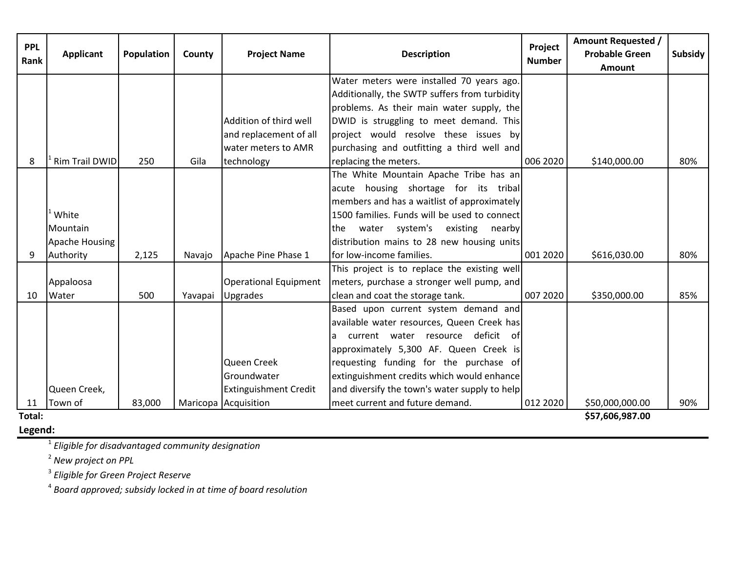| PPL Rank | Applicant | Population | County | Project Name | Description | Project Number | Amount Requested / Probable Green Amount | Subsidy |
|---|---|---|---|---|---|---|---|---|
| 8 | [1] Rim Trail DWID | 250 | Gila | Addition of third well and replacement of all water meters to AMR technology | Water meters were installed 70 years ago. Additionally, the SWTP suffers from turbidity problems. As their main water supply, the DWID is struggling to meet demand. This project would resolve these issues by purchasing and outfitting a third well and replacing the meters. | 006 2020 | $140,000.00 | 80% |
| 9 | [1] White Mountain Apache Housing Authority | 2,125 | Navajo | Apache Pine Phase 1 | The White Mountain Apache Tribe has an acute housing shortage for its tribal members and has a waitlist of approximately 1500 families. Funds will be used to connect the water system's existing nearby distribution mains to 28 new housing units for low-income families. | 001 2020 | $616,030.00 | 80% |
| 10 | Appaloosa Water | 500 | Yavapai | Operational Equipment Upgrades | This project is to replace the existing well meters, purchase a stronger well pump, and clean and coat the storage tank. | 007 2020 | $350,000.00 | 85% |
| 11 | Queen Creek, Town of | 83,000 | Maricopa | Queen Creek Groundwater Extinguishment Credit Acquisition | Based upon current system demand and available water resources, Queen Creek has a current water resource deficit of approximately 5,300 AF. Queen Creek is requesting funding for the purchase of extinguishment credits which would enhance and diversify the town's water supply to help meet current and future demand. | 012 2020 | $50,000,000.00 | 90% |
| **Total:** | | | | | | | **$57,606,987.00** | |

**Legend:**

[1] *Eligible for disadvantaged community designation*

[2] *New project on PPL*

[3] *Eligible for Green Project Reserve*

[4] *Board approved; subsidy locked in at time of board resolution*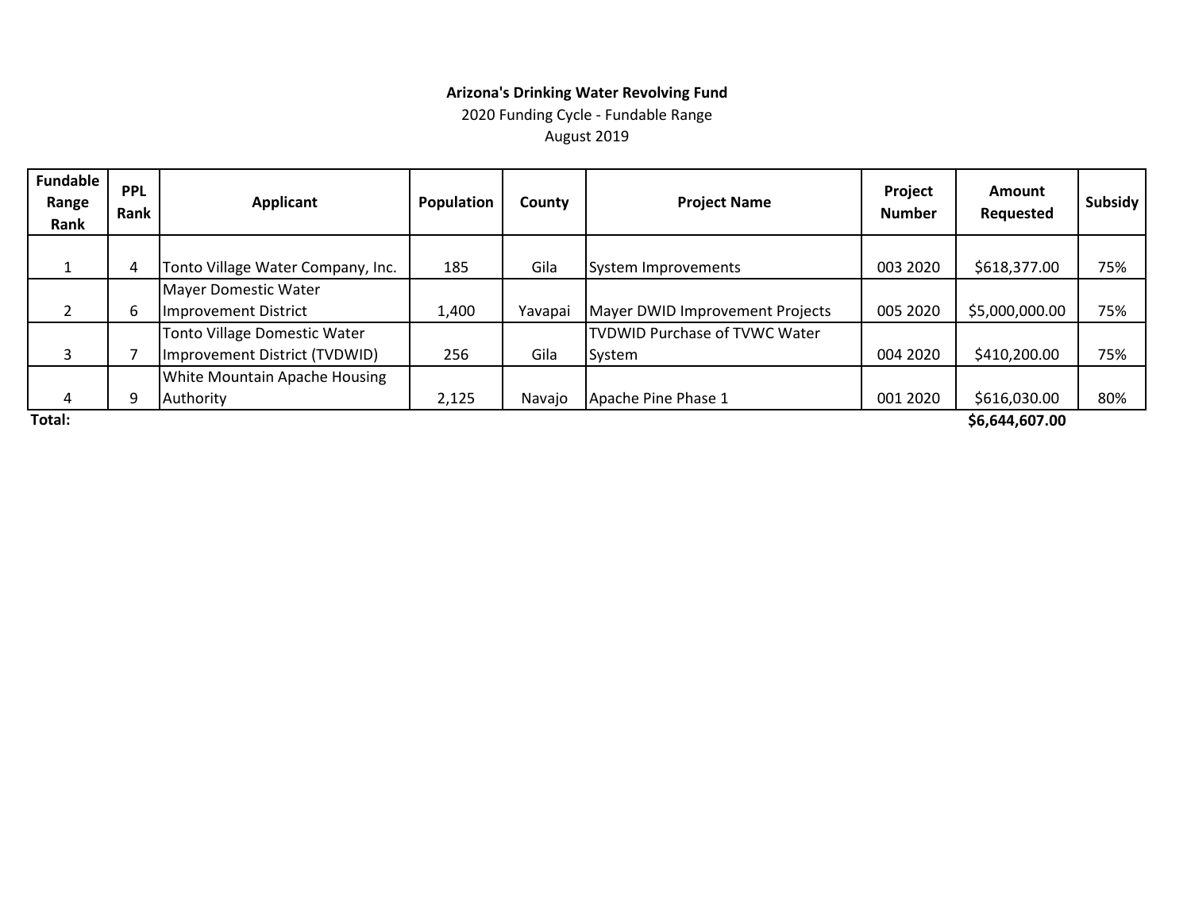**Arizona's Drinking Water Revolving Fund**

2020 Funding Cycle - Fundable Range

August 2019

| Fundable Range Rank | PPL Rank | Applicant | Population | County | Project Name | Project Number | Amount Requested | Subsidy |
|---|---|---|---|---|---|---|---|---|
| 1 | 4 | Tonto Village Water Company, Inc. | 185 | Gila | System Improvements | 003 2020 | $618,377.00 | 75% |
| 2 | 6 | Mayer Domestic Water Improvement District | 1,400 | Yavapai | Mayer DWID Improvement Projects | 005 2020 | $5,000,000.00 | 75% |
| 3 | 7 | Tonto Village Domestic Water Improvement District (TVDWID) | 256 | Gila | TVDWID Purchase of TVWC Water System | 004 2020 | $410,200.00 | 75% |
| 4 | 9 | White Mountain Apache Housing Authority | 2,125 | Navajo | Apache Pine Phase 1 | 001 2020 | $616,030.00 | 80% |
| **Total:** | | | | | | | **$6,644,607.00** | |